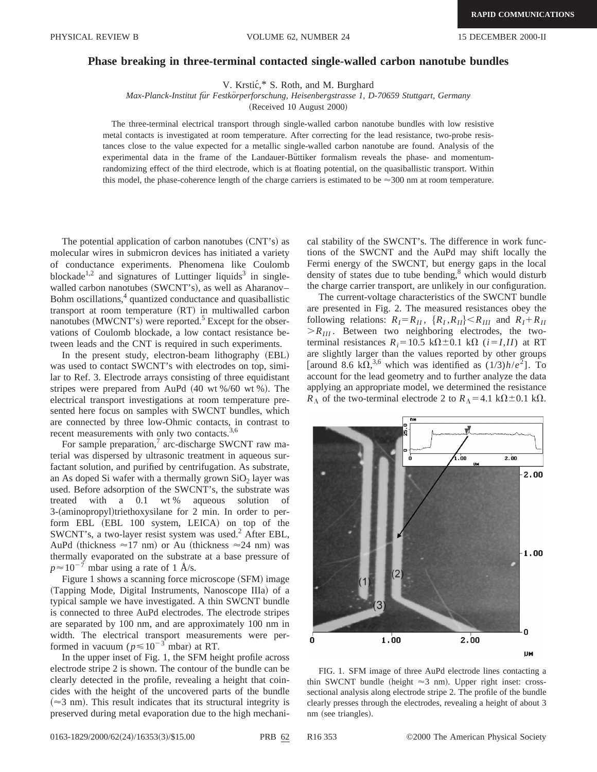# Phase breaking in three-terminal contacted single-walled carbon nanotube bundles

V. Krstić,* S. Roth, and M. Burghard

*Max-Planck-Institut für Festkörperforschung, Heisenbergstrasse 1, D-70659 Stuttgart, Germany*

(Received 10 August 2000)

The three-terminal electrical transport through single-walled carbon nanotube bundles with low resistive metal contacts is investigated at room temperature. After correcting for the lead resistance, two-probe resistances close to the value expected for a metallic single-walled carbon nanotube are found. Analysis of the experimental data in the frame of the Landauer-Büttiker formalism reveals the phase- and momentum-randomizing effect of the third electrode, which is at floating potential, on the quasiballistic transport. Within this model, the phase-coherence length of the charge carriers is estimated to be ≈300 nm at room temperature.

The potential application of carbon nanotubes (CNT's) as molecular wires in submicron devices has initiated a variety of conductance experiments. Phenomena like Coulomb blockade[1,2] and signatures of Luttinger liquids[3] in single-walled carbon nanotubes (SWCNT's), as well as Aharanov–Bohm oscillations,[4] quantized conductance and quasiballistic transport at room temperature (RT) in multiwalled carbon nanotubes (MWCNT's) were reported.[5] Except for the observations of Coulomb blockade, a low contact resistance between leads and the CNT is required in such experiments.

In the present study, electron-beam lithography (EBL) was used to contact SWCNT's with electrodes on top, similar to Ref. 3. Electrode arrays consisting of three equidistant stripes were prepared from AuPd (40 wt %/60 wt %). The electrical transport investigations at room temperature presented here focus on samples with SWCNT bundles, which are connected by three low-Ohmic contacts, in contrast to recent measurements with only two contacts.[3,6]

For sample preparation,[7] arc-discharge SWCNT raw material was dispersed by ultrasonic treatment in aqueous surfactant solution, and purified by centrifugation. As substrate, an As doped Si wafer with a thermally grown $SiO_2$ layer was used. Before adsorption of the SWCNT's, the substrate was treated with a 0.1 wt % aqueous solution of 3-(aminopropyl)triethoxysilane for 2 min. In order to perform EBL (EBL 100 system, LEICA) on top of the SWCNT's, a two-layer resist system was used.[2] After EBL, AuPd (thickness ≈17 nm) or Au (thickness ≈24 nm) was thermally evaporated on the substrate at a base pressure of $p \approx 10^{-7}$ mbar using a rate of 1 Å/s.

Figure 1 shows a scanning force microscope (SFM) image (Tapping Mode, Digital Instruments, Nanoscope IIIa) of a typical sample we have investigated. A thin SWCNT bundle is connected to three AuPd electrodes. The electrode stripes are separated by 100 nm, and are approximately 100 nm in width. The electrical transport measurements were performed in vacuum ($p \leqslant 10^{-3}$ mbar) at RT.

In the upper inset of Fig. 1, the SFM height profile across electrode stripe 2 is shown. The contour of the bundle can be clearly detected in the profile, revealing a height that coincides with the height of the uncovered parts of the bundle (≈3 nm). This result indicates that its structural integrity is preserved during metal evaporation due to the high mechanical stability of the SWCNT's. The difference in work functions of the SWCNT and the AuPd may shift locally the Fermi energy of the SWCNT, but energy gaps in the local density of states due to tube bending,[8] which would disturb the charge carrier transport, are unlikely in our configuration.

The current-voltage characteristics of the SWCNT bundle are presented in Fig. 2. The measured resistances obey the following relations: $R_I = R_{II}$, $\{R_I, R_{II}\} < R_{III}$ and $R_I + R_{II} > R_{III}$. Between two neighboring electrodes, the two-terminal resistances $R_i = 10.5\ \text{k}\Omega \pm 0.1\ \text{k}\Omega$ $(i = I, II)$ at RT are slightly larger than the values reported by other groups [around 8.6 kΩ,[3,6] which was identified as $(1/3)h/e^2$]. To account for the lead geometry and to further analyze the data applying an appropriate model, we determined the resistance $R_\Lambda$ of the two-terminal electrode 2 to $R_\Lambda = 4.1\ \text{k}\Omega \pm 0.1\ \text{k}\Omega$.

FIG. 1. SFM image of three AuPd electrode lines contacting a thin SWCNT bundle (height ≈3 nm). Upper right inset: cross-sectional analysis along electrode stripe 2. The profile of the bundle clearly presses through the electrodes, revealing a height of about 3 nm (see triangles).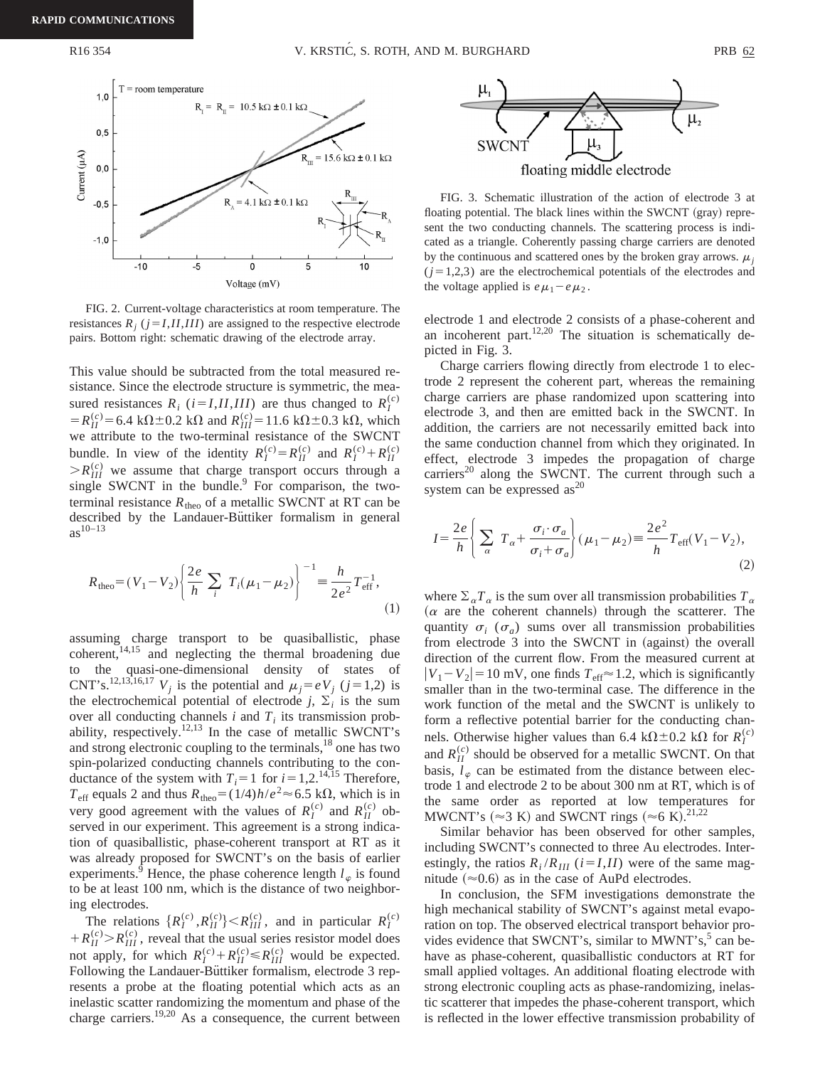FIG. 2. Current-voltage characteristics at room temperature. The resistances $R_j$ ($j = I, II, III$) are assigned to the respective electrode pairs. Bottom right: schematic drawing of the electrode array.

This value should be subtracted from the total measured resistance. Since the electrode structure is symmetric, the measured resistances $R_i$ ($i = I, II, III$) are thus changed to $R_I^{(c)} = R_{II}^{(c)} = 6.4\ \text{k}\Omega \pm 0.2\ \text{k}\Omega$ and $R_{III}^{(c)} = 11.6\ \text{k}\Omega \pm 0.3\ \text{k}\Omega$, which we attribute to the two-terminal resistance of the SWCNT bundle. In view of the identity $R_I^{(c)} = R_{II}^{(c)}$ and $R_I^{(c)} + R_{II}^{(c)} > R_{III}^{(c)}$ we assume that charge transport occurs through a single SWCNT in the bundle.[9] For comparison, the two-terminal resistance $R_{\text{theo}}$ of a metallic SWCNT at RT can be described by the Landauer-Büttiker formalism in general as[10–13]

$$R_{\text{theo}} = (V_1 - V_2)\left\{\frac{2e}{h}\sum_i T_i(\mu_1 - \mu_2)\right\}^{-1} \equiv \frac{h}{2e^2}T_{\text{eff}}^{-1}, \tag{1}$$

assuming charge transport to be quasiballistic, phase coherent,[14,15] and neglecting the thermal broadening due to the quasi-one-dimensional density of states of CNT's.[12,13,16,17] $V_j$ is the potential and $\mu_j = eV_j$ ($j = 1,2$) is the electrochemical potential of electrode $j$, $\Sigma_i$ is the sum over all conducting channels $i$ and $T_i$ its transmission probability, respectively.[12,13] In the case of metallic SWCNT's and strong electronic coupling to the terminals,[18] one has two spin-polarized conducting channels contributing to the conductance of the system with $T_i = 1$ for $i = 1,2$.[14,15] Therefore, $T_{\text{eff}}$ equals 2 and thus $R_{\text{theo}} = (1/4)h/e^2 \approx 6.5\ \text{k}\Omega$, which is in very good agreement with the values of $R_I^{(c)}$ and $R_{II}^{(c)}$ observed in our experiment. This agreement is a strong indication of quasiballistic, phase-coherent transport at RT as it was already proposed for SWCNT's on the basis of earlier experiments.[9] Hence, the phase coherence length $l_\varphi$ is found to be at least 100 nm, which is the distance of two neighboring electrodes.

The relations $\{R_I^{(c)}, R_{II}^{(c)}\} < R_{III}^{(c)}$, and in particular $R_I^{(c)} + R_{II}^{(c)} > R_{III}^{(c)}$, reveal that the usual series resistor model does not apply, for which $R_I^{(c)} + R_{II}^{(c)} \leqslant R_{III}^{(c)}$ would be expected. Following the Landauer-Büttiker formalism, electrode 3 represents a probe at the floating potential which acts as an inelastic scatter randomizing the momentum and phase of the charge carriers.[19,20] As a consequence, the current between electrode 1 and electrode 2 consists of a phase-coherent and an incoherent part.[12,20] The situation is schematically depicted in Fig. 3.

FIG. 3. Schematic illustration of the action of electrode 3 at floating potential. The black lines within the SWCNT (gray) represent the two conducting channels. The scattering process is indicated as a triangle. Coherently passing charge carriers are denoted by the continuous and scattered ones by the broken gray arrows. $\mu_j$ ($j = 1,2,3$) are the electrochemical potentials of the electrodes and the voltage applied is $e\mu_1 - e\mu_2$.

Charge carriers flowing directly from electrode 1 to electrode 2 represent the coherent part, whereas the remaining charge carriers are phase randomized upon scattering into electrode 3, and then are emitted back in the SWCNT. In addition, the carriers are not necessarily emitted back into the same conduction channel from which they originated. In effect, electrode 3 impedes the propagation of charge carriers[20] along the SWCNT. The current through such a system can be expressed as[20]

$$I = \frac{2e}{h}\left\{\sum_\alpha T_\alpha + \frac{\sigma_i \cdot \sigma_a}{\sigma_i + \sigma_a}\right\}(\mu_1 - \mu_2) \equiv \frac{2e^2}{h}T_{\text{eff}}(V_1 - V_2), \tag{2}$$

where $\Sigma_\alpha T_\alpha$ is the sum over all transmission probabilities $T_\alpha$ ($\alpha$ are the coherent channels) through the scatterer. The quantity $\sigma_i$ ($\sigma_a$) sums over all transmission probabilities from electrode 3 into the SWCNT in (against) the overall direction of the current flow. From the measured current at $|V_1 - V_2| = 10$ mV, one finds $T_{\text{eff}} \approx 1.2$, which is significantly smaller than in the two-terminal case. The difference in the work function of the metal and the SWCNT is unlikely to form a reflective potential barrier for the conducting channels. Otherwise higher values than $6.4\ \text{k}\Omega \pm 0.2\ \text{k}\Omega$ for $R_I^{(c)}$ and $R_{II}^{(c)}$ should be observed for a metallic SWCNT. On that basis, $l_\varphi$ can be estimated from the distance between electrode 1 and electrode 2 to be about 300 nm at RT, which is of the same order as reported at low temperatures for MWCNT's ($\approx 3$ K) and SWCNT rings ($\approx 6$ K).[21,22]

Similar behavior has been observed for other samples, including SWCNT's connected to three Au electrodes. Interestingly, the ratios $R_i/R_{III}$ ($i = I, II$) were of the same magnitude ($\approx 0.6$) as in the case of AuPd electrodes.

In conclusion, the SFM investigations demonstrate the high mechanical stability of SWCNT's against metal evaporation on top. The observed electrical transport behavior provides evidence that SWCNT's, similar to MWNT's,[5] can behave as phase-coherent, quasiballistic conductors at RT for small applied voltages. An additional floating electrode with strong electronic coupling acts as phase-randomizing, inelastic scatterer that impedes the phase-coherent transport, which is reflected in the lower effective transmission probability of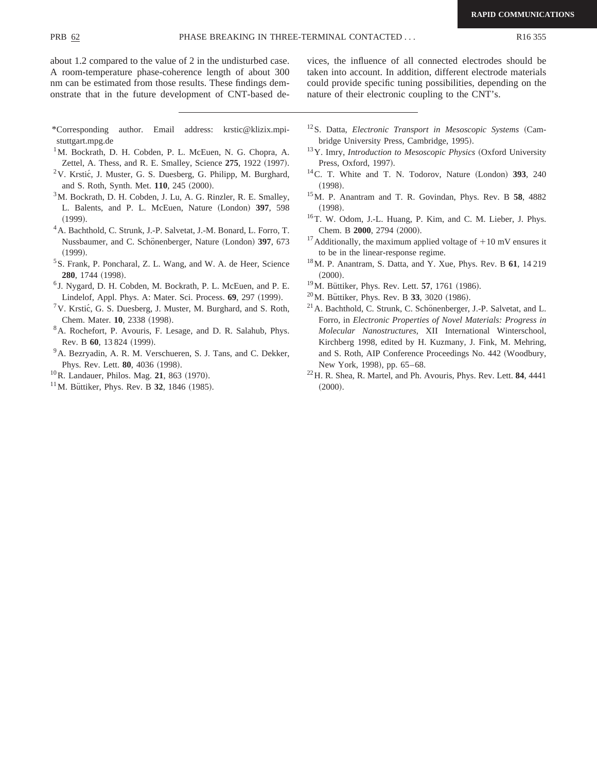about 1.2 compared to the value of 2 in the undisturbed case. A room-temperature phase-coherence length of about 300 nm can be estimated from those results. These findings demonstrate that in the future development of CNT-based devices, the influence of all connected electrodes should be taken into account. In addition, different electrode materials could provide specific tuning possibilities, depending on the nature of their electronic coupling to the CNT's.

---

*Corresponding author. Email address: krstic@klizix.mpi-stuttgart.mpg.de

[1] M. Bockrath, D. H. Cobden, P. L. McEuen, N. G. Chopra, A. Zettel, A. Thess, and R. E. Smalley, Science **275**, 1922 (1997).

[2] V. Krstić, J. Muster, G. S. Duesberg, G. Philipp, M. Burghard, and S. Roth, Synth. Met. **110**, 245 (2000).

[3] M. Bockrath, D. H. Cobden, J. Lu, A. G. Rinzler, R. E. Smalley, L. Balents, and P. L. McEuen, Nature (London) **397**, 598 (1999).

[4] A. Bachthold, C. Strunk, J.-P. Salvetat, J.-M. Bonard, L. Forro, T. Nussbaumer, and C. Schönenberger, Nature (London) **397**, 673 (1999).

[5] S. Frank, P. Poncharal, Z. L. Wang, and W. A. de Heer, Science **280**, 1744 (1998).

[6] J. Nygard, D. H. Cobden, M. Bockrath, P. L. McEuen, and P. E. Lindelof, Appl. Phys. A: Mater. Sci. Process. **69**, 297 (1999).

[7] V. Krstić, G. S. Duesberg, J. Muster, M. Burghard, and S. Roth, Chem. Mater. **10**, 2338 (1998).

[8] A. Rochefort, P. Avouris, F. Lesage, and D. R. Salahub, Phys. Rev. B **60**, 13 824 (1999).

[9] A. Bezryadin, A. R. M. Verschueren, S. J. Tans, and C. Dekker, Phys. Rev. Lett. **80**, 4036 (1998).

[10] R. Landauer, Philos. Mag. **21**, 863 (1970).

[11] M. Büttiker, Phys. Rev. B **32**, 1846 (1985).

[12] S. Datta, *Electronic Transport in Mesoscopic Systems* (Cambridge University Press, Cambridge, 1995).

[13] Y. Imry, *Introduction to Mesoscopic Physics* (Oxford University Press, Oxford, 1997).

[14] C. T. White and T. N. Todorov, Nature (London) **393**, 240 (1998).

[15] M. P. Anantram and T. R. Govindan, Phys. Rev. B **58**, 4882 (1998).

[16] T. W. Odom, J.-L. Huang, P. Kim, and C. M. Lieber, J. Phys. Chem. B **2000**, 2794 (2000).

[17] Additionally, the maximum applied voltage of +10 mV ensures it to be in the linear-response regime.

[18] M. P. Anantram, S. Datta, and Y. Xue, Phys. Rev. B **61**, 14 219 (2000).

[19] M. Büttiker, Phys. Rev. Lett. **57**, 1761 (1986).

[20] M. Büttiker, Phys. Rev. B **33**, 3020 (1986).

[21] A. Bachthold, C. Strunk, C. Schönenberger, J.-P. Salvetat, and L. Forro, in *Electronic Properties of Novel Materials: Progress in Molecular Nanostructures*, XII International Winterschool, Kirchberg 1998, edited by H. Kuzmany, J. Fink, M. Mehring, and S. Roth, AIP Conference Proceedings No. 442 (Woodbury, New York, 1998), pp. 65–68.

[22] H. R. Shea, R. Martel, and Ph. Avouris, Phys. Rev. Lett. **84**, 4441 (2000).